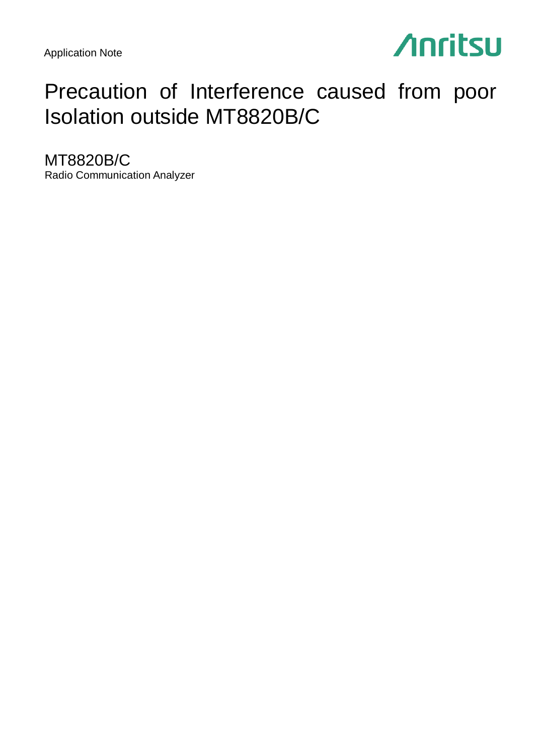Application Note

Anritsu

# Precaution of Interference caused from poor Isolation outside MT8820B/C

## MT8820B/C

Radio Communication Analyzer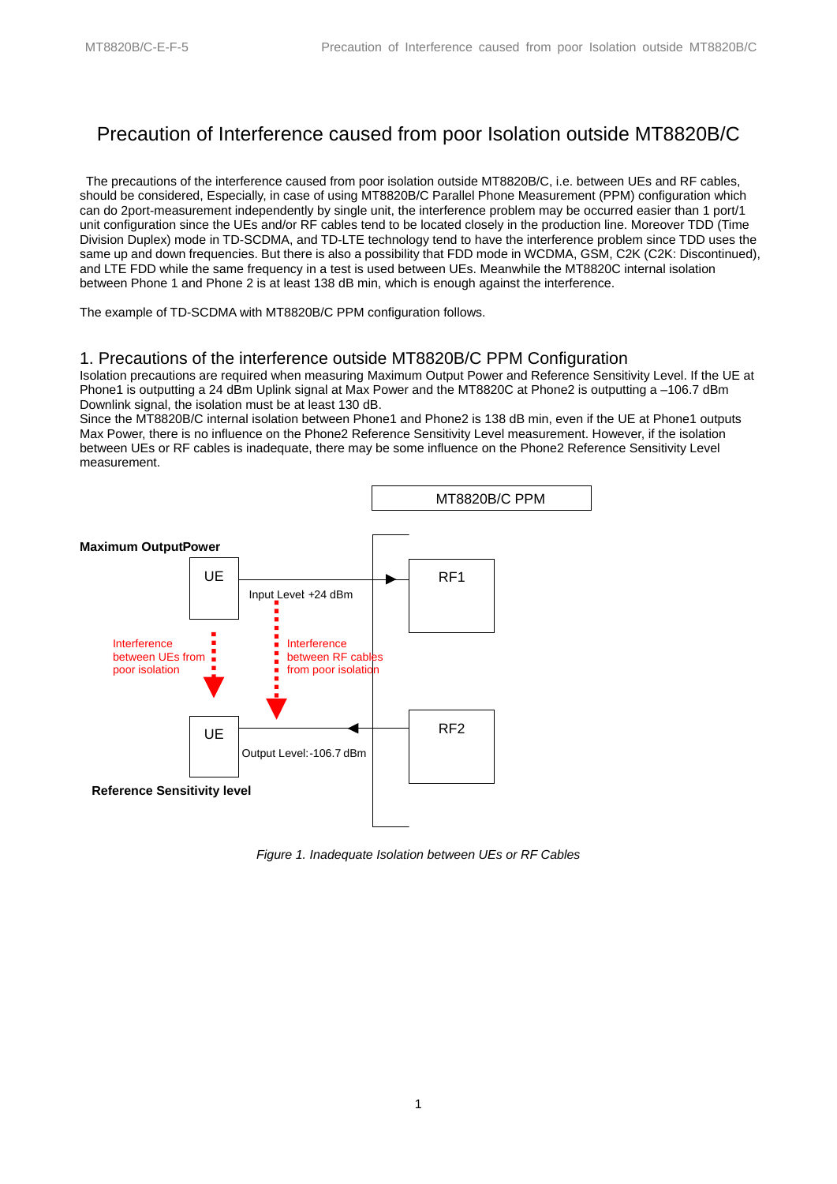# Precaution of Interference caused from poor Isolation outside MT8820B/C

The precautions of the interference caused from poor isolation outside MT8820B/C, i.e. between UEs and RF cables, should be considered, Especially, in case of using MT8820B/C Parallel Phone Measurement (PPM) configuration which can do 2port-measurement independently by single unit, the interference problem may be occurred easier than 1 port/1 unit configuration since the UEs and/or RF cables tend to be located closely in the production line. Moreover TDD (Time Division Duplex) mode in TD-SCDMA, and TD-LTE technology tend to have the interference problem since TDD uses the same up and down frequencies. But there is also a possibility that FDD mode in WCDMA, GSM, C2K (C2K: Discontinued), and LTE FDD while the same frequency in a test is used between UEs. Meanwhile the MT8820C internal isolation between Phone 1 and Phone 2 is at least 138 dB min, which is enough against the interference.

The example of TD-SCDMA with MT8820B/C PPM configuration follows.

## 1. Precautions of the interference outside MT8820B/C PPM Configuration

Isolation precautions are required when measuring Maximum Output Power and Reference Sensitivity Level. If the UE at Phone1 is outputting a 24 dBm Uplink signal at Max Power and the MT8820C at Phone2 is outputting a –106.7 dBm Downlink signal, the isolation must be at least 130 dB.

Since the MT8820B/C internal isolation between Phone1 and Phone2 is 138 dB min, even if the UE at Phone1 outputs Max Power, there is no influence on the Phone2 Reference Sensitivity Level measurement. However, if the isolation between UEs or RF cables is inadequate, there may be some influence on the Phone2 Reference Sensitivity Level measurement.

MT8820B/C PPM

**Maximum OutputPower**

UE

Input Level +24 dBm

RF1

Interference between UEs from poor isolation

Interference between RF cables from poor isolation

UE

Output Level:-106.7 dBm

RF2

**Reference Sensitivity level**

*Figure 1. Inadequate Isolation between UEs or RF Cables*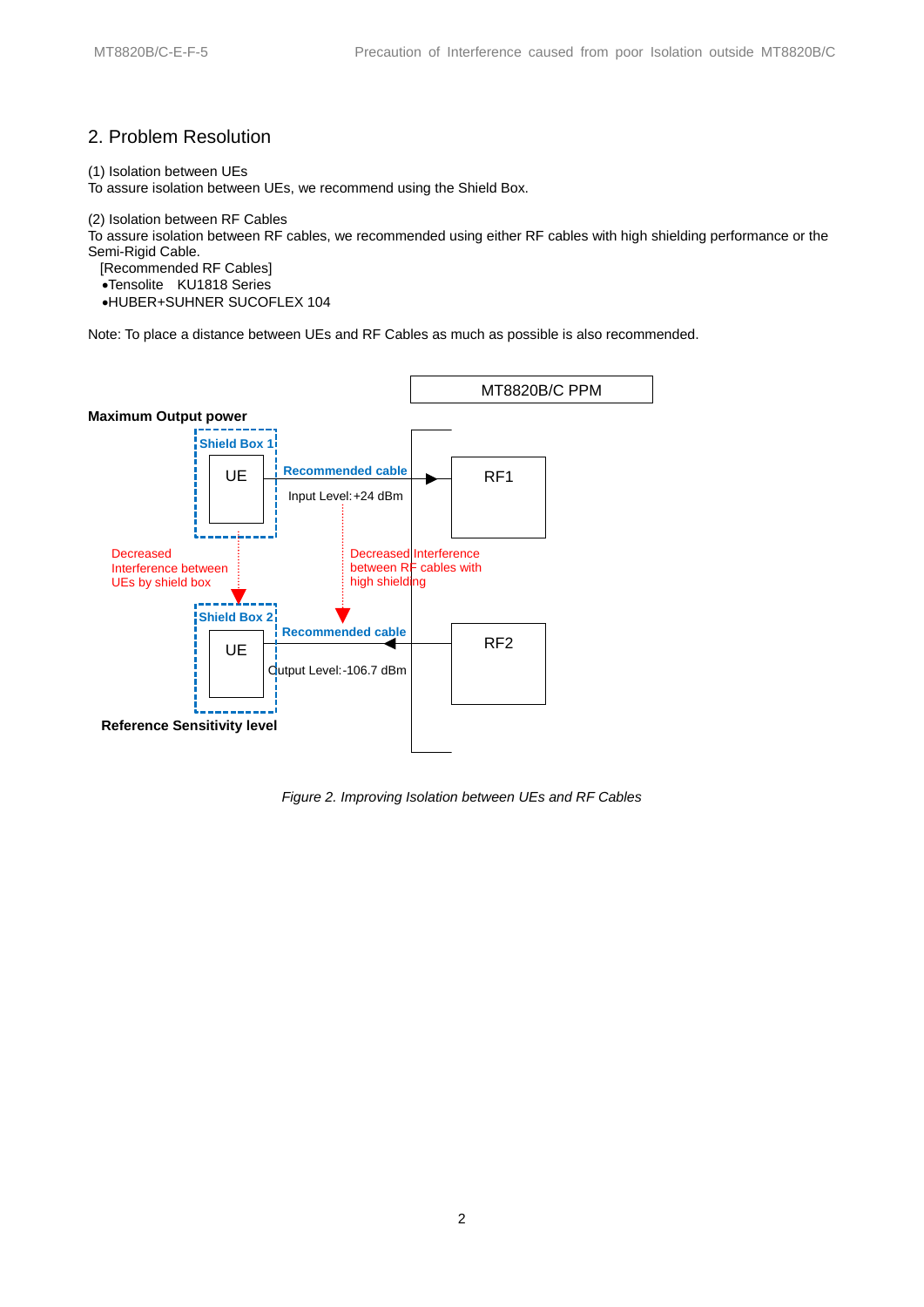## 2. Problem Resolution

(1) Isolation between UEs
To assure isolation between UEs, we recommend using the Shield Box.

(2) Isolation between RF Cables
To assure isolation between RF cables, we recommended using either RF cables with high shielding performance or the Semi-Rigid Cable.

[Recommended RF Cables]

- Tensolite KU1818 Series
- HUBER+SUHNER SUCOFLEX 104

Note: To place a distance between UEs and RF Cables as much as possible is also recommended.

MT8820B/C PPM

Maximum Output power

Shield Box 1

UE

Recommended cable

Input Level:+24 dBm

RF1

Decreased Interference between UEs by shield box

Decreased Interference between RF cables with high shielding

Shield Box 2

UE

Recommended cable

Output Level:-106.7 dBm

RF2

Reference Sensitivity level

*Figure 2. Improving Isolation between UEs and RF Cables*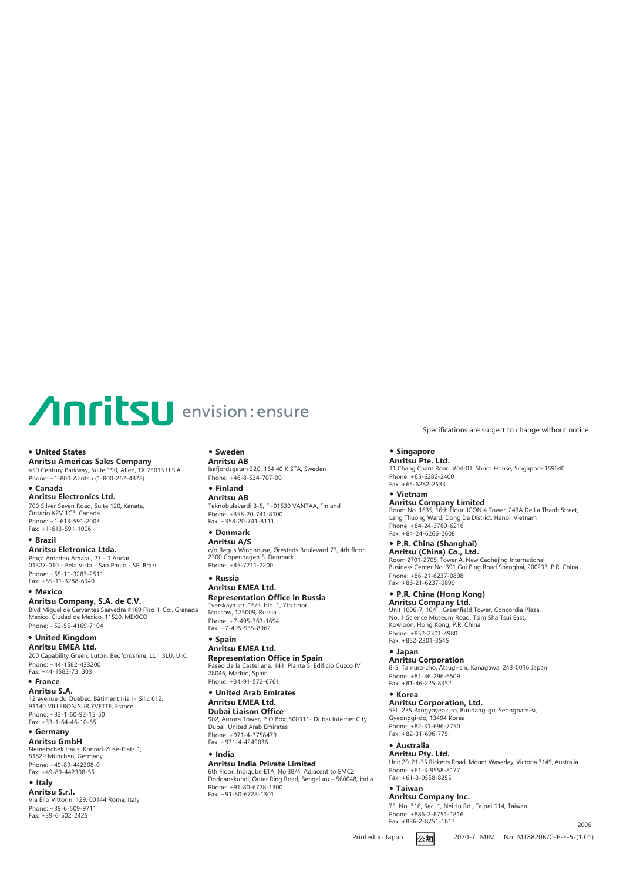Anritsu envision : ensure

Specifications are subject to change without notice.

**• United States**
**Anritsu Americas Sales Company**
450 Century Parkway, Suite 190, Allen, TX 75013 U.S.A.
Phone: +1-800-Anritsu (1-800-267-4878)

**• Canada**
**Anritsu Electronics Ltd.**
700 Silver Seven Road, Suite 120, Kanata,
Ontario K2V 1C3, Canada
Phone: +1-613-591-2003
Fax: +1-613-591-1006

**• Brazil**
**Anritsu Eletronica Ltda.**
Praça Amadeu Amaral, 27 - 1 Andar
01327-010 - Bela Vista - Sao Paulo - SP, Brazil
Phone: +55-11-3283-2511
Fax: +55-11-3288-6940

**• Mexico**
**Anritsu Company, S.A. de C.V.**
Blvd Miguel de Cervantes Saavedra #169 Piso 1, Col. Granada
Mexico, Ciudad de Mexico, 11520, MEXICO
Phone: +52-55-4169-7104

**• United Kingdom**
**Anritsu EMEA Ltd.**
200 Capability Green, Luton, Bedfordshire, LU1 3LU, U.K.
Phone: +44-1582-433200
Fax: +44-1582-731303

**• France**
**Anritsu S.A.**
12 avenue du Québec, Bâtiment Iris 1- Silic 612,
91140 VILLEBON SUR YVETTE, France
Phone: +33-1-60-92-15-50
Fax: +33-1-64-46-10-65

**• Germany**
**Anritsu GmbH**
Nemetschek Haus, Konrad-Zuse-Platz 1,
81829 München, Germany
Phone: +49-89-442308-0
Fax: +49-89-442308-55

**• Italy**
**Anritsu S.r.l.**
Via Elio Vittorini 129, 00144 Roma, Italy
Phone: +39-6-509-9711
Fax: +39-6-502-2425

**• Sweden**
**Anritsu AB**
Isafjordsgatan 32C, 164 40 KISTA, Sweden
Phone: +46-8-534-707-00

**• Finland**
**Anritsu AB**
Teknobulevardi 3-5, FI-01530 VANTAA, Finland
Phone: +358-20-741-8100
Fax: +358-20-741-8111

**• Denmark**
**Anritsu A/S**
c/o Regus Winghouse, Ørestads Boulevard 73, 4th floor,
2300 Copenhagen S, Denmark
Phone: +45-7211-2200

**• Russia**
**Anritsu EMEA Ltd.**
**Representation Office in Russia**
Tverskaya str. 16/2, bld. 1, 7th floor.
Moscow, 125009, Russia
Phone: +7-495-363-1694
Fax: +7-495-935-8962

**• Spain**
**Anritsu EMEA Ltd.**
**Representation Office in Spain**
Paseo de la Castellana, 141. Planta 5, Edificio Cuzco IV
28046, Madrid, Spain
Phone: +34-91-572-6761

**• United Arab Emirates**
**Anritsu EMEA Ltd.**
**Dubai Liaison Office**
902, Aurora Tower, P O Box: 500311- Dubai Internet City
Dubai, United Arab Emirates
Phone: +971-4-3758479
Fax: +971-4-4249036

**• India**
**Anritsu India Private Limited**
6th Floor, Indiqube ETA, No.38/4, Adjacent to EMC2,
Doddanekundi, Outer Ring Road, Bengaluru – 560048, India
Phone: +91-80-6728-1300
Fax: +91-80-6728-1301

**• Singapore**
**Anritsu Pte. Ltd.**
11 Chang Charn Road, #04-01, Shriro House, Singapore 159640
Phone: +65-6282-2400
Fax: +65-6282-2533

**• Vietnam**
**Anritsu Company Limited**
Room No. 1635, 16th Floor, ICON 4 Tower, 243A De La Thanh Street,
Lang Thuong Ward, Dong Da District, Hanoi, Vietnam
Phone: +84-24-3760-6216
Fax: +84-24-6266-2608

**• P.R. China (Shanghai)**
**Anritsu (China) Co., Ltd.**
Room 2701-2705, Tower A, New Caohejing International
Business Center No. 391 Gui Ping Road Shanghai, 200233, P.R. China
Phone: +86-21-6237-0898
Fax: +86-21-6237-0899

**• P.R. China (Hong Kong)**
**Anritsu Company Ltd.**
Unit 1006-7, 10/F., Greenfield Tower, Concordia Plaza,
No. 1 Science Museum Road, Tsim Sha Tsui East,
Kowloon, Hong Kong, P.R. China
Phone: +852-2301-4980
Fax: +852-2301-3545

**• Japan**
**Anritsu Corporation**
8-5, Tamura-cho, Atsugi-shi, Kanagawa, 243-0016 Japan
Phone: +81-46-296-6509
Fax: +81-46-225-8352

**• Korea**
**Anritsu Corporation, Ltd.**
5FL, 235 Pangyoyeok-ro, Bundang-gu, Seongnam-si,
Gyeonggi-do, 13494 Korea
Phone: +82-31-696-7750
Fax: +82-31-696-7751

**• Australia**
**Anritsu Pty. Ltd.**
Unit 20, 21-35 Ricketts Road, Mount Waverley, Victoria 3149, Australia
Phone: +61-3-9558-8177
Fax: +61-3-9558-8255

**• Taiwan**
**Anritsu Company Inc.**
7F, No. 316, Sec. 1, NeiHu Rd., Taipei 114, Taiwan
Phone: +886-2-8751-1816
Fax: +886-2-8751-1817

2006

Printed in Japan 公知 2020-7 MJM No. MT8820B/C-E-F-5-(1.01)